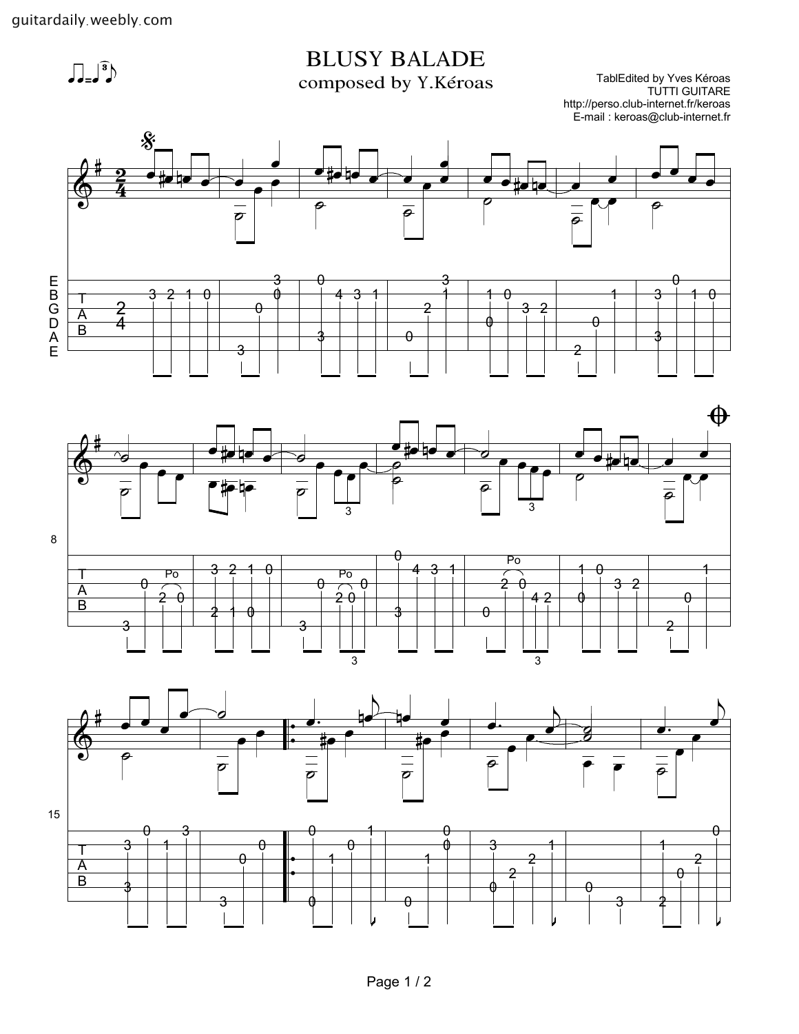# BLUSY BALADE

composed by Y.Kéroas

TablEdited by Yves Kéroas
TUTTI GUITARE
http://perso.club-internet.fr/keroas
E-mail : keroas@club-internet.fr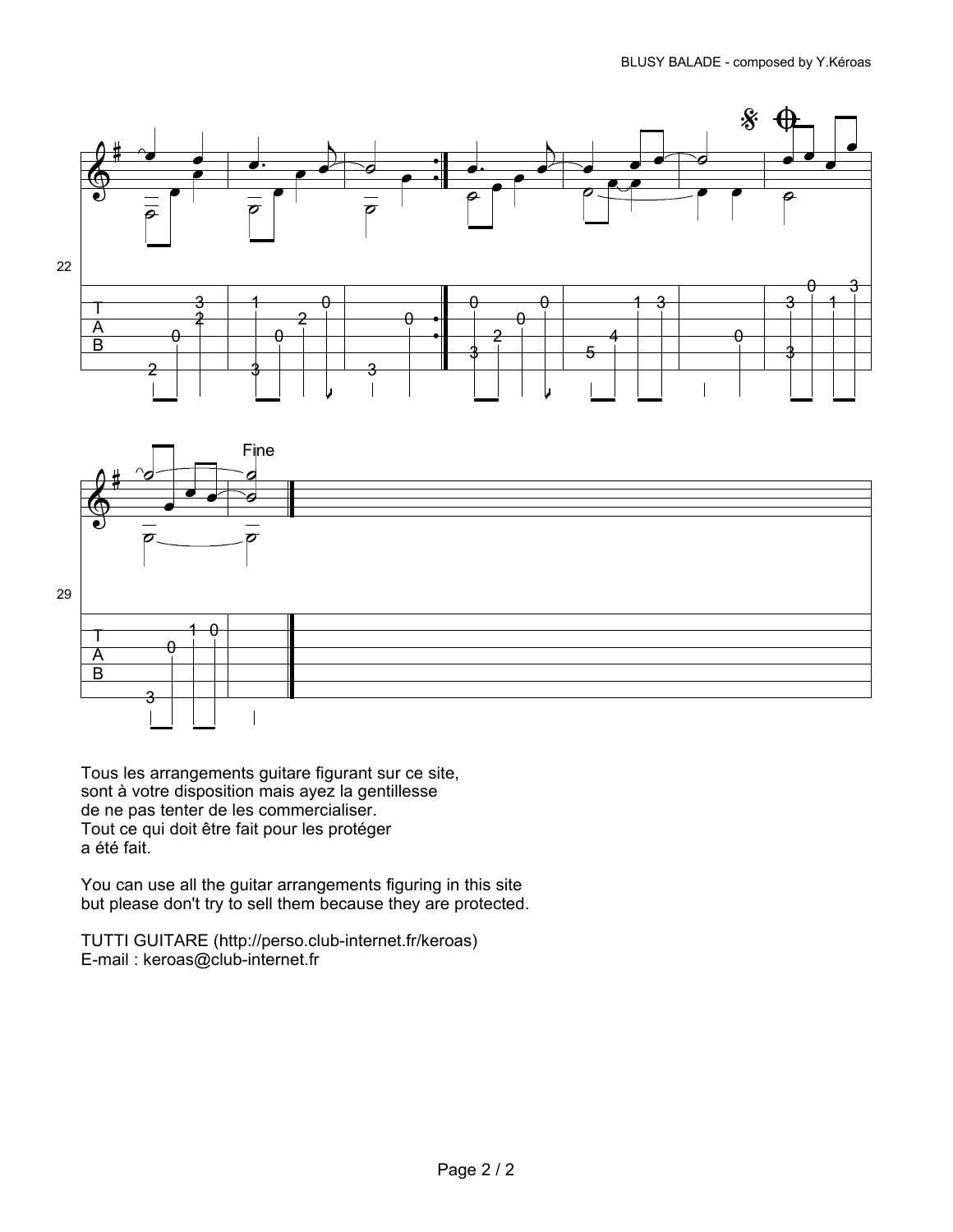Tous les arrangements guitare figurant sur ce site,
sont à votre disposition mais ayez la gentillesse
de ne pas tenter de les commercialiser.
Tout ce qui doit être fait pour les protéger
a été fait.

You can use all the guitar arrangements figuring in this site
but please don't try to sell them because they are protected.

TUTTI GUITAIRE (http://perso.club-internet.fr/keroas)
E-mail : keroas@club-internet.fr